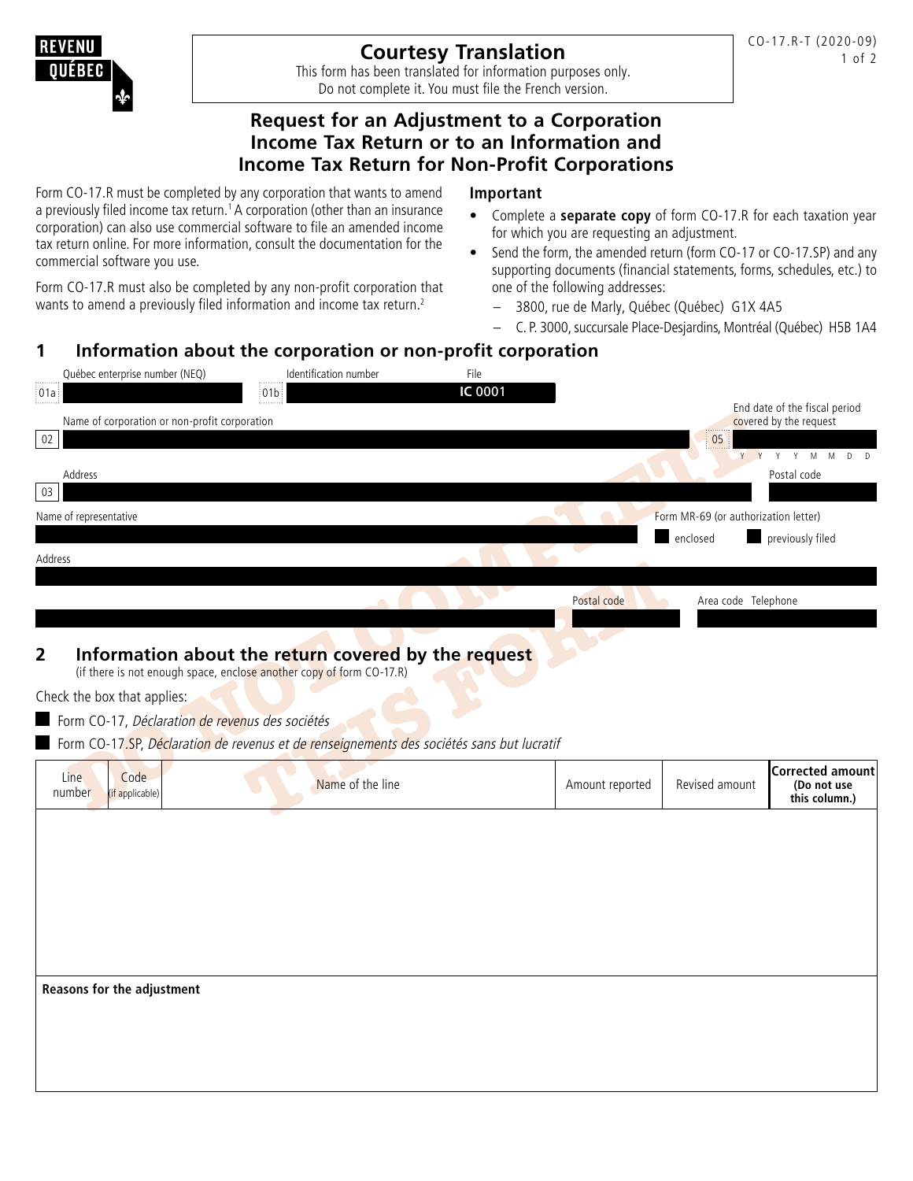# Courtesy Translation

This form has been translated for information purposes only.
Do not complete it. You must file the French version.

## Request for an Adjustment to a Corporation Income Tax Return or to an Information and Income Tax Return for Non-Profit Corporations

Form CO-17.R must be completed by any corporation that wants to amend a previously filed income tax return.[1] A corporation (other than an insurance corporation) can also use commercial software to file an amended income tax return online. For more information, consult the documentation for the commercial software you use.

Form CO-17.R must also be completed by any non-profit corporation that wants to amend a previously filed information and income tax return.[2]

**Important**

- Complete a **separate copy** of form CO-17.R for each taxation year for which you are requesting an adjustment.
- Send the form, the amended return (form CO-17 or CO-17.SP) and any supporting documents (financial statements, forms, schedules, etc.) to one of the following addresses:
  - 3800, rue de Marly, Québec (Québec) G1X 4A5
  - C. P. 3000, succursale Place-Desjardins, Montréal (Québec) H5B 1A4

## 1 Information about the corporation or non-profit corporation

01a Québec enterprise number (NEQ)

01b Identification number

File IC 0001

02 Name of corporation or non-profit corporation

05 End date of the fiscal period covered by the request (Y Y Y Y M M D D)

03 Address

Postal code

Name of representative

Form MR-69 (or authorization letter): enclosed / previously filed

Address

Postal code

Area code Telephone

## 2 Information about the return covered by the request

(if there is not enough space, enclose another copy of form CO-17.R)

Check the box that applies:

- Form CO-17, *Déclaration de revenus des sociétés*
- Form CO-17.SP, *Déclaration de revenus et de renseignements des sociétés sans but lucratif*

| Line number | Code (if applicable) | Name of the line | Amount reported | Revised amount | Corrected amount (Do not use this column.) |
|---|---|---|---|---|---|
| | | | | | |

**Reasons for the adjustment**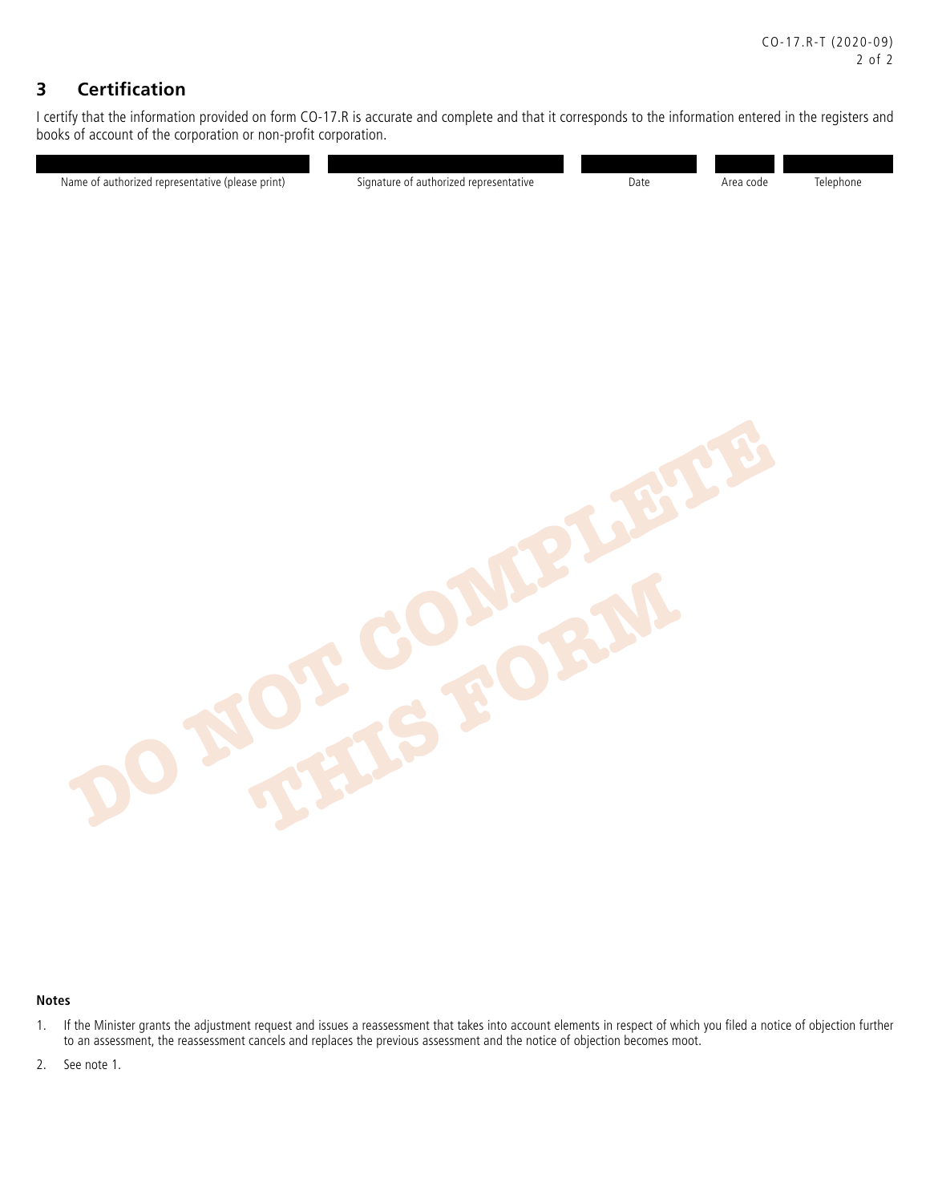## 3 Certification

I certify that the information provided on form CO-17.R is accurate and complete and that it corresponds to the information entered in the registers and books of account of the corporation or non-profit corporation.

| Name of authorized representative (please print) | Signature of authorized representative | Date | Area code | Telephone |
|---|---|---|---|---|
| | | | | |

DO NOT COMPLETE THIS FORM

**Notes**

1. If the Minister grants the adjustment request and issues a reassessment that takes into account elements in respect of which you filed a notice of objection further to an assessment, the reassessment cancels and replaces the previous assessment and the notice of objection becomes moot.

2. See note 1.